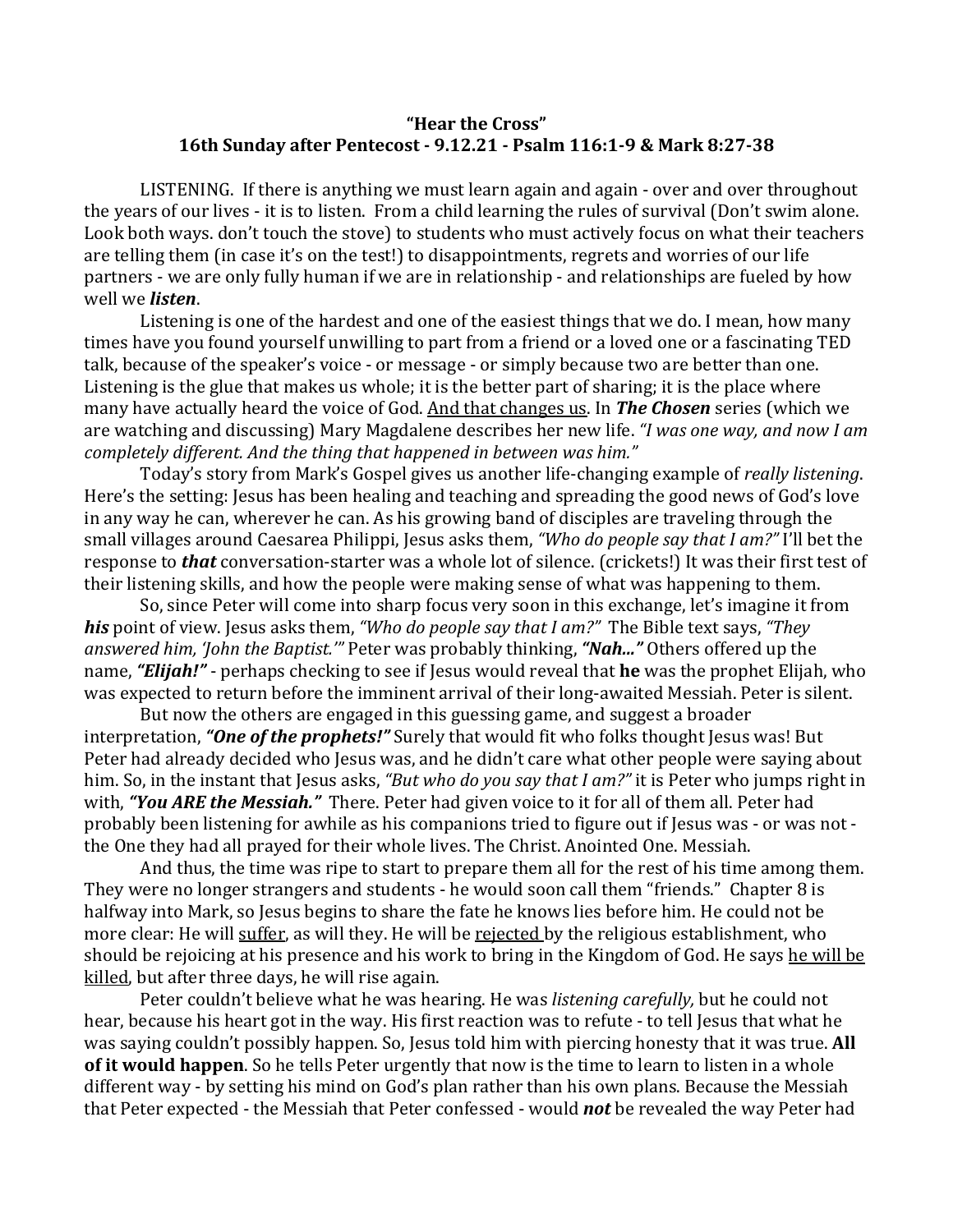**"Hear the Cross"**
**16th Sunday after Pentecost - 9.12.21 - Psalm 116:1-9 & Mark 8:27-38**

LISTENING. If there is anything we must learn again and again - over and over throughout the years of our lives - it is to listen. From a child learning the rules of survival (Don't swim alone. Look both ways. don't touch the stove) to students who must actively focus on what their teachers are telling them (in case it's on the test!) to disappointments, regrets and worries of our life partners - we are only fully human if we are in relationship - and relationships are fueled by how well we ***listen***.

Listening is one of the hardest and one of the easiest things that we do. I mean, how many times have you found yourself unwilling to part from a friend or a loved one or a fascinating TED talk, because of the speaker's voice - or message - or simply because two are better than one. Listening is the glue that makes us whole; it is the better part of sharing; it is the place where many have actually heard the voice of God. <u>And that changes us</u>. In ***The Chosen*** series (which we are watching and discussing) Mary Magdalene describes her new life. *"I was one way, and now I am completely different. And the thing that happened in between was him."*

Today's story from Mark's Gospel gives us another life-changing example of *really listening*. Here's the setting: Jesus has been healing and teaching and spreading the good news of God's love in any way he can, wherever he can. As his growing band of disciples are traveling through the small villages around Caesarea Philippi, Jesus asks them, *"Who do people say that I am?"* I'll bet the response to ***that*** conversation-starter was a whole lot of silence. (crickets!) It was their first test of their listening skills, and how the people were making sense of what was happening to them.

So, since Peter will come into sharp focus very soon in this exchange, let's imagine it from ***his*** point of view. Jesus asks them, *"Who do people say that I am?"* The Bible text says, *"They answered him, 'John the Baptist.'"* Peter was probably thinking, ***"Nah..."*** Others offered up the name, ***"Elijah!"*** - perhaps checking to see if Jesus would reveal that **he** was the prophet Elijah, who was expected to return before the imminent arrival of their long-awaited Messiah. Peter is silent.

But now the others are engaged in this guessing game, and suggest a broader interpretation, ***"One of the prophets!"*** Surely that would fit who folks thought Jesus was! But Peter had already decided who Jesus was, and he didn't care what other people were saying about him. So, in the instant that Jesus asks, *"But who do you say that I am?"* it is Peter who jumps right in with, ***"You ARE the Messiah."*** There. Peter had given voice to it for all of them all. Peter had probably been listening for awhile as his companions tried to figure out if Jesus was - or was not - the One they had all prayed for their whole lives. The Christ. Anointed One. Messiah.

And thus, the time was ripe to start to prepare them all for the rest of his time among them. They were no longer strangers and students - he would soon call them "friends." Chapter 8 is halfway into Mark, so Jesus begins to share the fate he knows lies before him. He could not be more clear: He will <u>suffer</u>, as will they. He will be <u>rejected</u> by the religious establishment, who should be rejoicing at his presence and his work to bring in the Kingdom of God. He says <u>he will be killed</u>, but after three days, he will rise again.

Peter couldn't believe what he was hearing. He was *listening carefully,* but he could not hear, because his heart got in the way. His first reaction was to refute - to tell Jesus that what he was saying couldn't possibly happen. So, Jesus told him with piercing honesty that it was true. **All of it would happen**. So he tells Peter urgently that now is the time to learn to listen in a whole different way - by setting his mind on God's plan rather than his own plans. Because the Messiah that Peter expected - the Messiah that Peter confessed - would ***not*** be revealed the way Peter had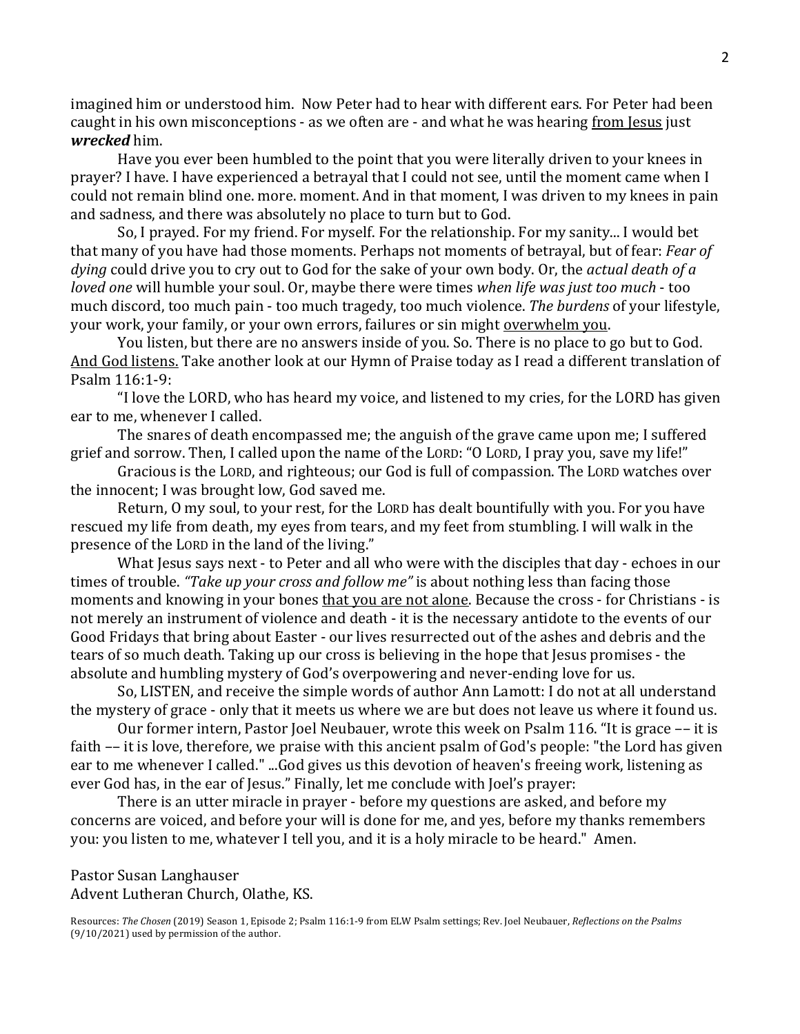imagined him or understood him. Now Peter had to hear with different ears. For Peter had been caught in his own misconceptions - as we often are - and what he was hearing <u>from Jesus</u> just ***wrecked*** him.

Have you ever been humbled to the point that you were literally driven to your knees in prayer? I have. I have experienced a betrayal that I could not see, until the moment came when I could not remain blind one. more. moment. And in that moment, I was driven to my knees in pain and sadness, and there was absolutely no place to turn but to God.

So, I prayed. For my friend. For myself. For the relationship. For my sanity... I would bet that many of you have had those moments. Perhaps not moments of betrayal, but of fear: *Fear of dying* could drive you to cry out to God for the sake of your own body. Or, the *actual death of a loved one* will humble your soul. Or, maybe there were times *when life was just too much* - too much discord, too much pain - too much tragedy, too much violence. *The burdens* of your lifestyle, your work, your family, or your own errors, failures or sin might <u>overwhelm you</u>.

You listen, but there are no answers inside of you. So. There is no place to go but to God. <u>And God listens.</u> Take another look at our Hymn of Praise today as I read a different translation of Psalm 116:1-9:

"I love the LORD, who has heard my voice, and listened to my cries, for the LORD has given ear to me, whenever I called.

The snares of death encompassed me; the anguish of the grave came upon me; I suffered grief and sorrow. Then, I called upon the name of the LORD: "O LORD, I pray you, save my life!"

Gracious is the LORD, and righteous; our God is full of compassion. The LORD watches over the innocent; I was brought low, God saved me.

Return, O my soul, to your rest, for the LORD has dealt bountifully with you. For you have rescued my life from death, my eyes from tears, and my feet from stumbling. I will walk in the presence of the LORD in the land of the living."

What Jesus says next - to Peter and all who were with the disciples that day - echoes in our times of trouble. *"Take up your cross and follow me"* is about nothing less than facing those moments and knowing in your bones <u>that you are not alone</u>. Because the cross - for Christians - is not merely an instrument of violence and death - it is the necessary antidote to the events of our Good Fridays that bring about Easter - our lives resurrected out of the ashes and debris and the tears of so much death. Taking up our cross is believing in the hope that Jesus promises - the absolute and humbling mystery of God's overpowering and never-ending love for us.

So, LISTEN, and receive the simple words of author Ann Lamott: I do not at all understand the mystery of grace - only that it meets us where we are but does not leave us where it found us.

Our former intern, Pastor Joel Neubauer, wrote this week on Psalm 116. "It is grace –– it is faith –– it is love, therefore, we praise with this ancient psalm of God's people: "the Lord has given ear to me whenever I called." ...God gives us this devotion of heaven's freeing work, listening as ever God has, in the ear of Jesus." Finally, let me conclude with Joel's prayer:

There is an utter miracle in prayer - before my questions are asked, and before my concerns are voiced, and before your will is done for me, and yes, before my thanks remembers you: you listen to me, whatever I tell you, and it is a holy miracle to be heard." Amen.

Pastor Susan Langhauser
Advent Lutheran Church, Olathe, KS.

Resources: *The Chosen* (2019) Season 1, Episode 2; Psalm 116:1-9 from ELW Psalm settings; Rev. Joel Neubauer, *Reflections on the Psalms* (9/10/2021) used by permission of the author.